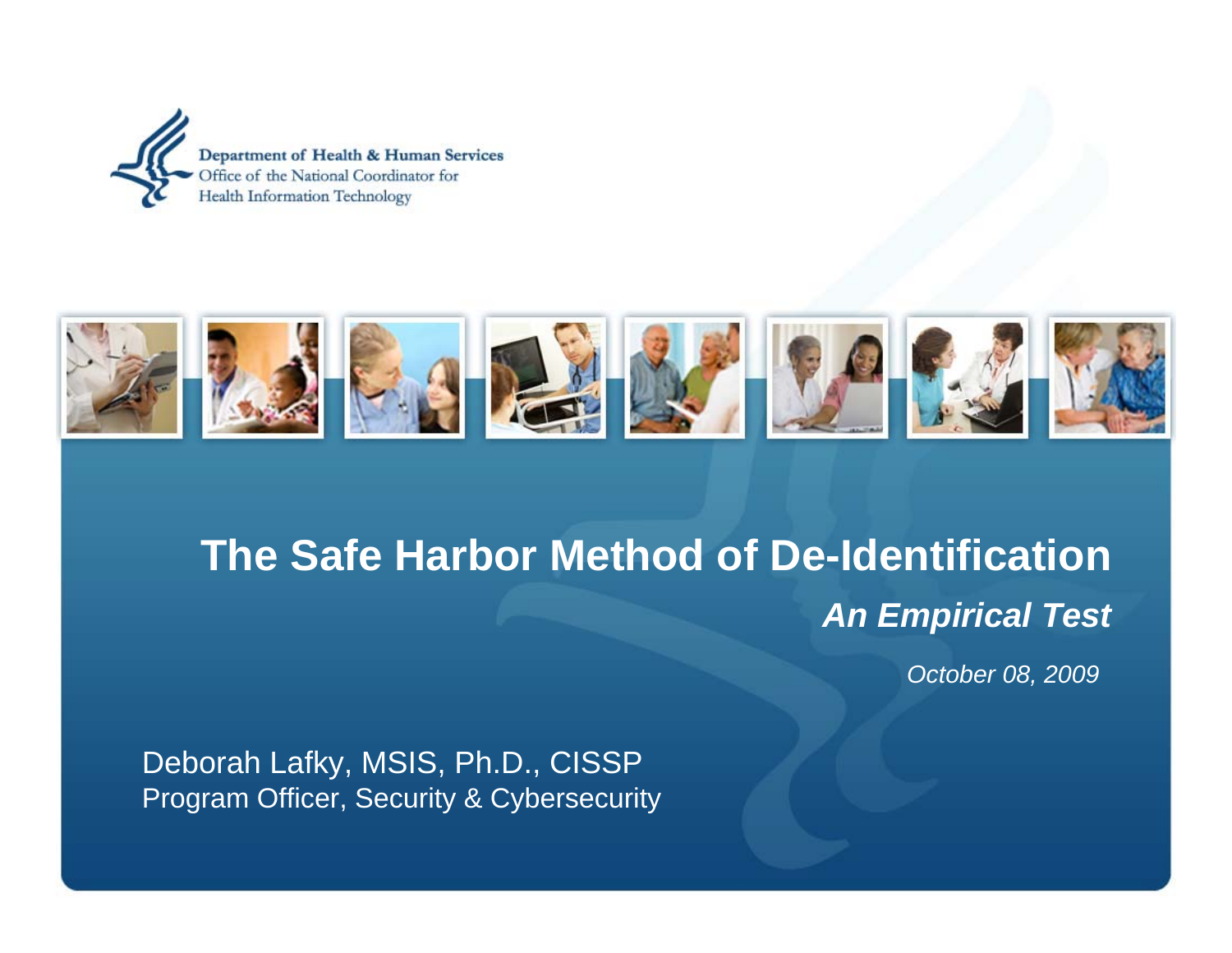Department of Health & Human Services
Office of the National Coordinator for
Health Information Technology

# The Safe Harbor Method of De-Identification

## *An Empirical Test*

*October 08, 2009*

Deborah Lafky, MSIS, Ph.D., CISSP
Program Officer, Security & Cybersecurity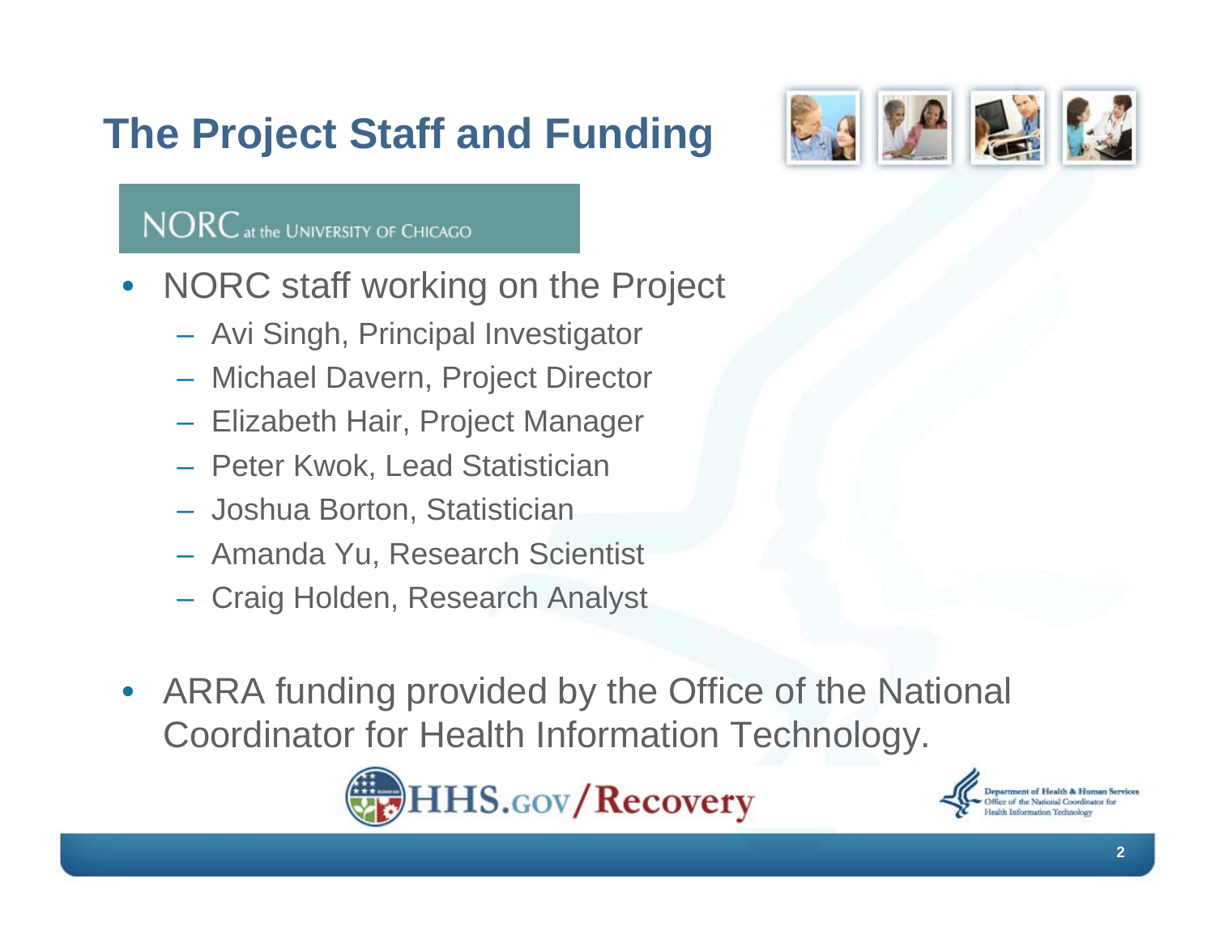# The Project Staff and Funding

NORC at the UNIVERSITY OF CHICAGO

- NORC staff working on the Project
  - Avi Singh, Principal Investigator
  - Michael Davern, Project Director
  - Elizabeth Hair, Project Manager
  - Peter Kwok, Lead Statistician
  - Joshua Borton, Statistician
  - Amanda Yu, Research Scientist
  - Craig Holden, Research Analyst
- ARRA funding provided by the Office of the National Coordinator for Health Information Technology.

HHS.GOV/Recovery

Department of Health & Human Services
Office of the National Coordinator for Health Information Technology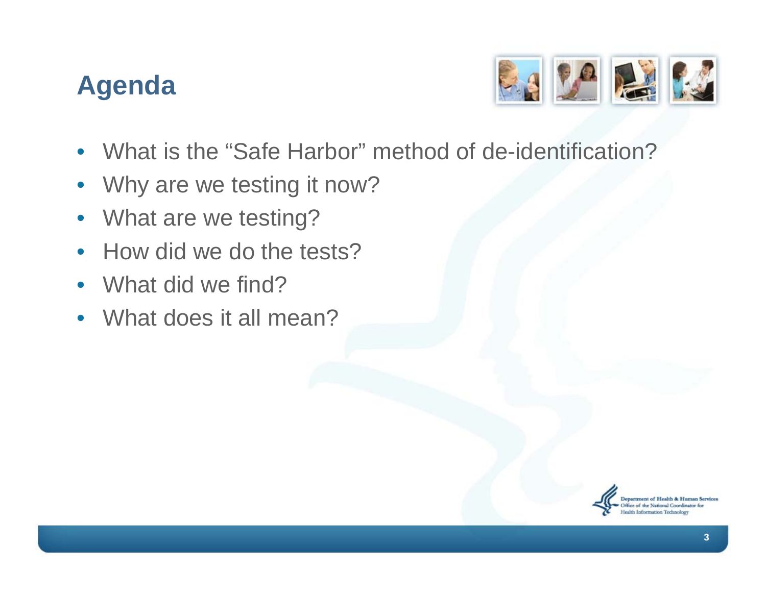# Agenda

- What is the “Safe Harbor” method of de-identification?
- Why are we testing it now?
- What are we testing?
- How did we do the tests?
- What did we find?
- What does it all mean?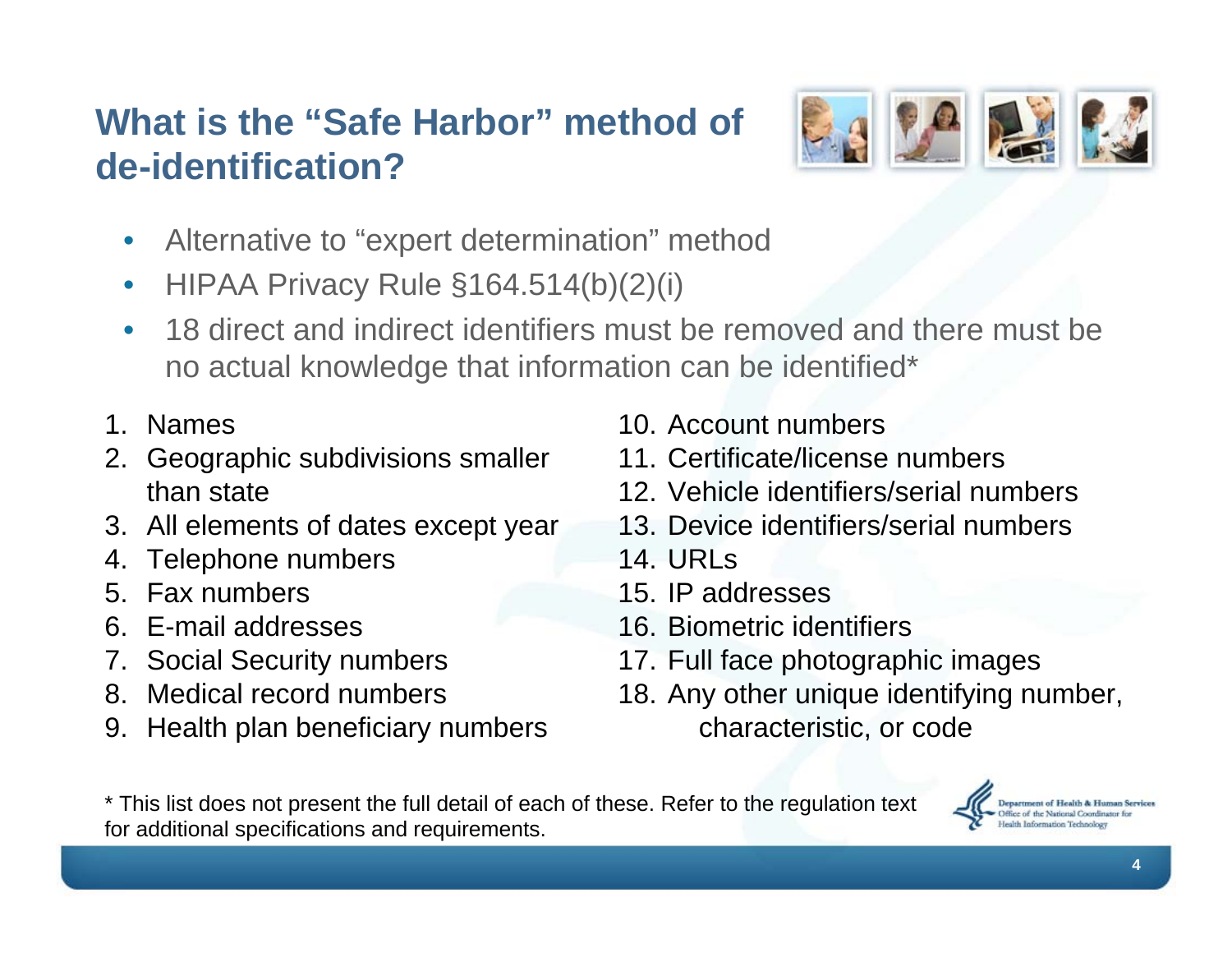# What is the "Safe Harbor" method of de-identification?

- Alternative to "expert determination" method
- HIPAA Privacy Rule §164.514(b)(2)(i)
- 18 direct and indirect identifiers must be removed and there must be no actual knowledge that information can be identified*

1. Names
2. Geographic subdivisions smaller than state
3. All elements of dates except year
4. Telephone numbers
5. Fax numbers
6. E-mail addresses
7. Social Security numbers
8. Medical record numbers
9. Health plan beneficiary numbers
10. Account numbers
11. Certificate/license numbers
12. Vehicle identifiers/serial numbers
13. Device identifiers/serial numbers
14. URLs
15. IP addresses
16. Biometric identifiers
17. Full face photographic images
18. Any other unique identifying number, characteristic, or code

* This list does not present the full detail of each of these. Refer to the regulation text for additional specifications and requirements.

Department of Health & Human Services
Office of the National Coordinator for Health Information Technology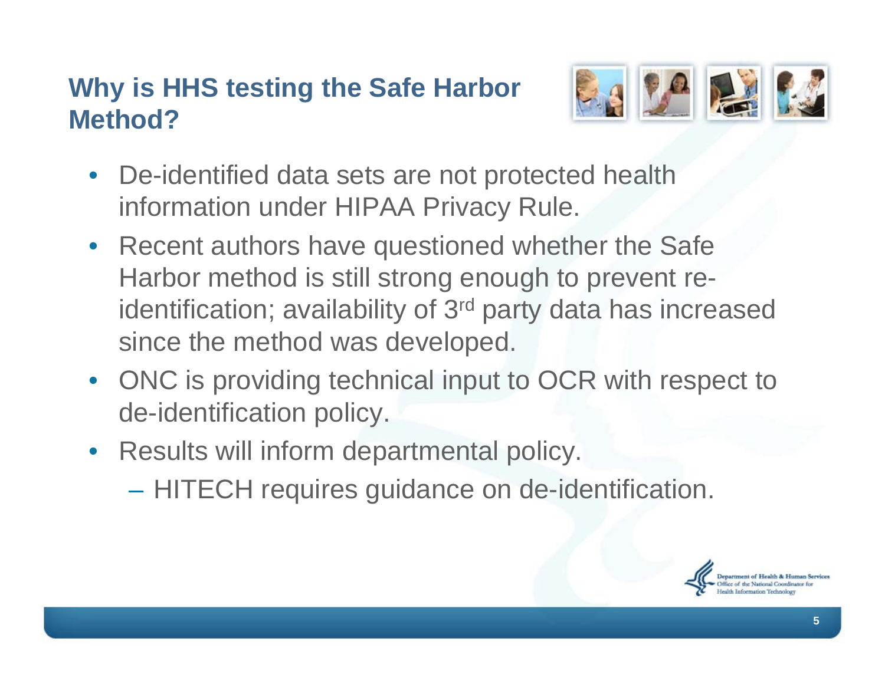## Why is HHS testing the Safe Harbor Method?

- De-identified data sets are not protected health information under HIPAA Privacy Rule.
- Recent authors have questioned whether the Safe Harbor method is still strong enough to prevent re-identification; availability of 3rd party data has increased since the method was developed.
- ONC is providing technical input to OCR with respect to de-identification policy.
- Results will inform departmental policy.
  - HITECH requires guidance on de-identification.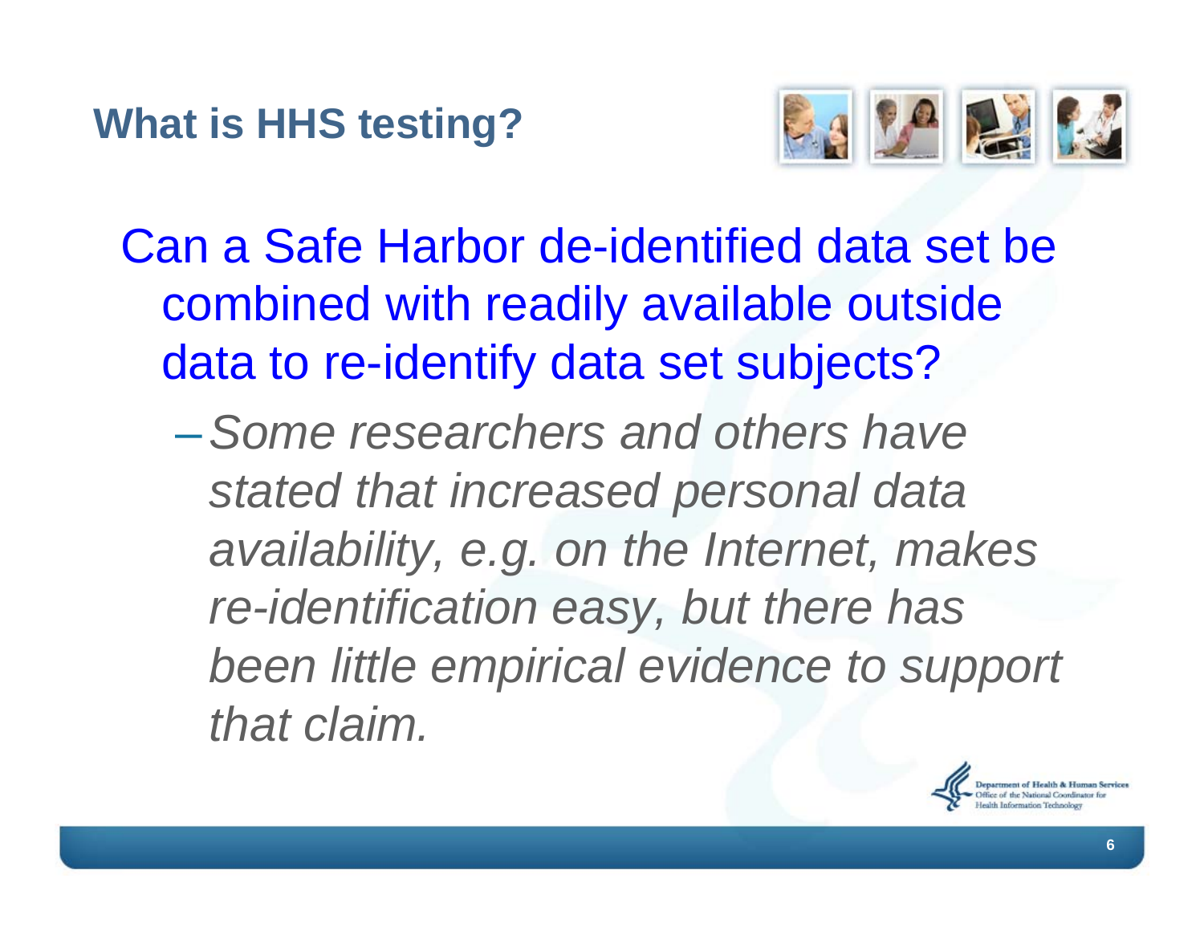## What is HHS testing?

Can a Safe Harbor de-identified data set be combined with readily available outside data to re-identify data set subjects?

- *Some researchers and others have stated that increased personal data availability, e.g. on the Internet, makes re-identification easy, but there has been little empirical evidence to support that claim.*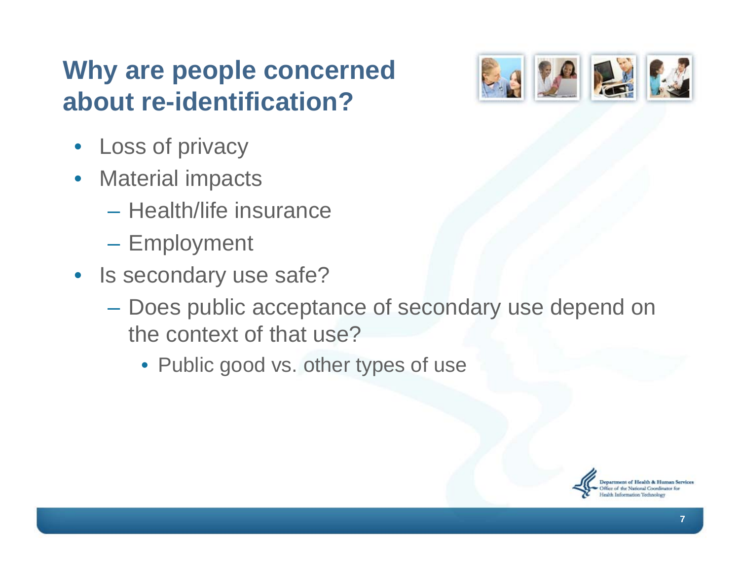# Why are people concerned about re-identification?

- Loss of privacy
- Material impacts
  - Health/life insurance
  - Employment
- Is secondary use safe?
  - Does public acceptance of secondary use depend on the context of that use?
    - Public good vs. other types of use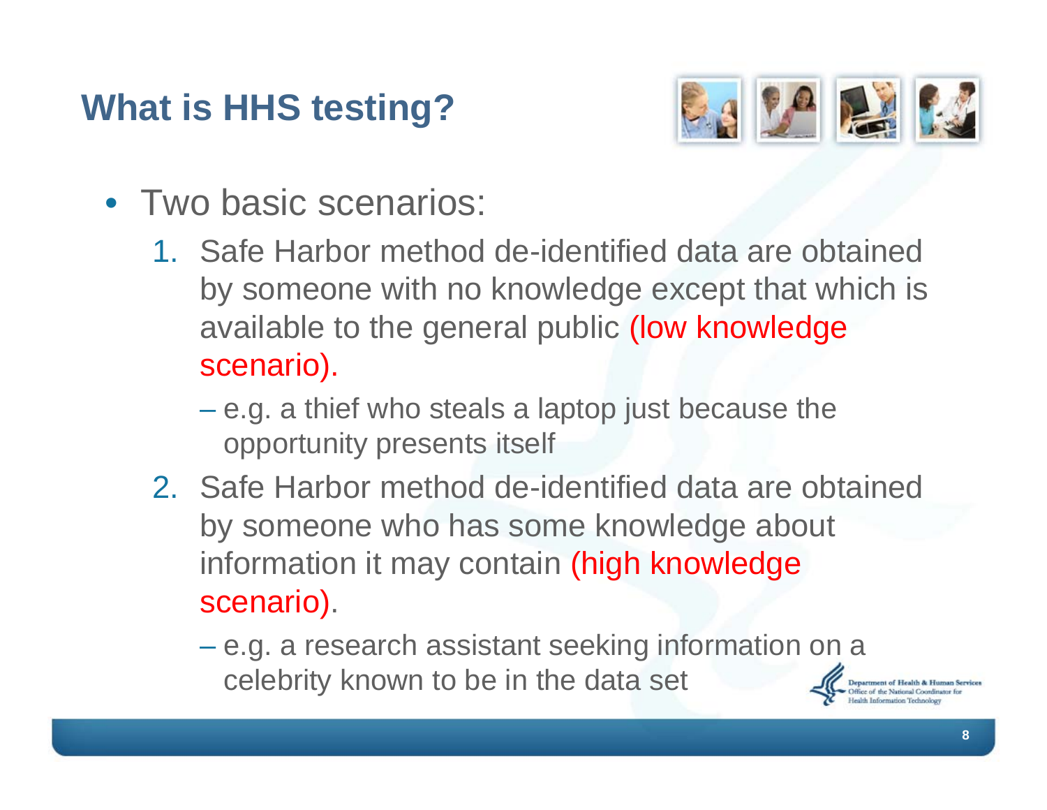# What is HHS testing?

- Two basic scenarios:
  1. Safe Harbor method de-identified data are obtained by someone with no knowledge except that which is available to the general public (low knowledge scenario).
     - e.g. a thief who steals a laptop just because the opportunity presents itself
  2. Safe Harbor method de-identified data are obtained by someone who has some knowledge about information it may contain (high knowledge scenario).
     - e.g. a research assistant seeking information on a celebrity known to be in the data set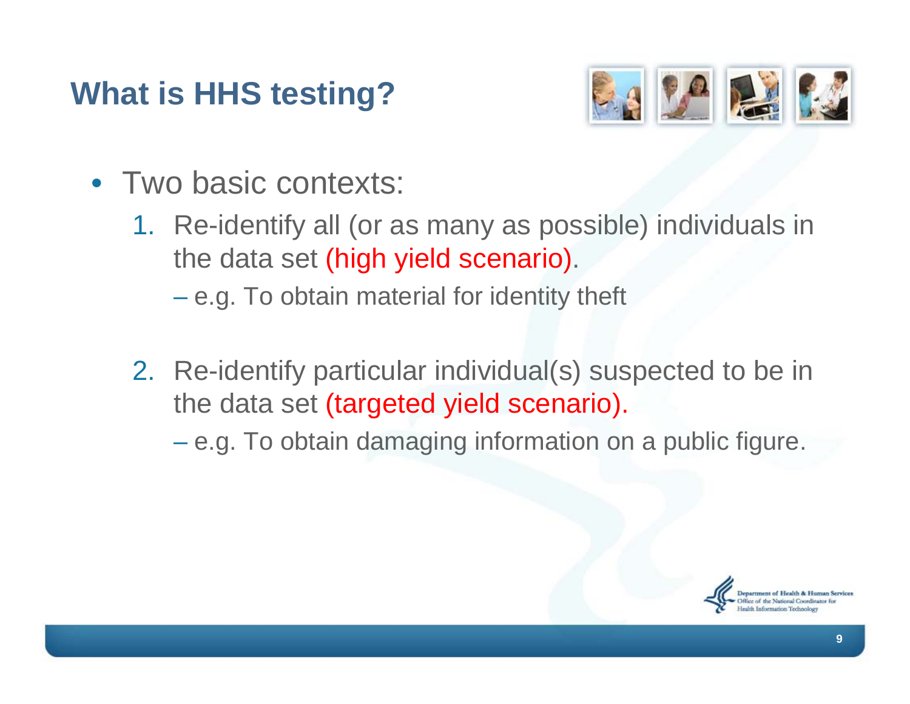## What is HHS testing?

- Two basic contexts:
  1. Re-identify all (or as many as possible) individuals in the data set (high yield scenario).
     - e.g. To obtain material for identity theft
  2. Re-identify particular individual(s) suspected to be in the data set (targeted yield scenario).
     - e.g. To obtain damaging information on a public figure.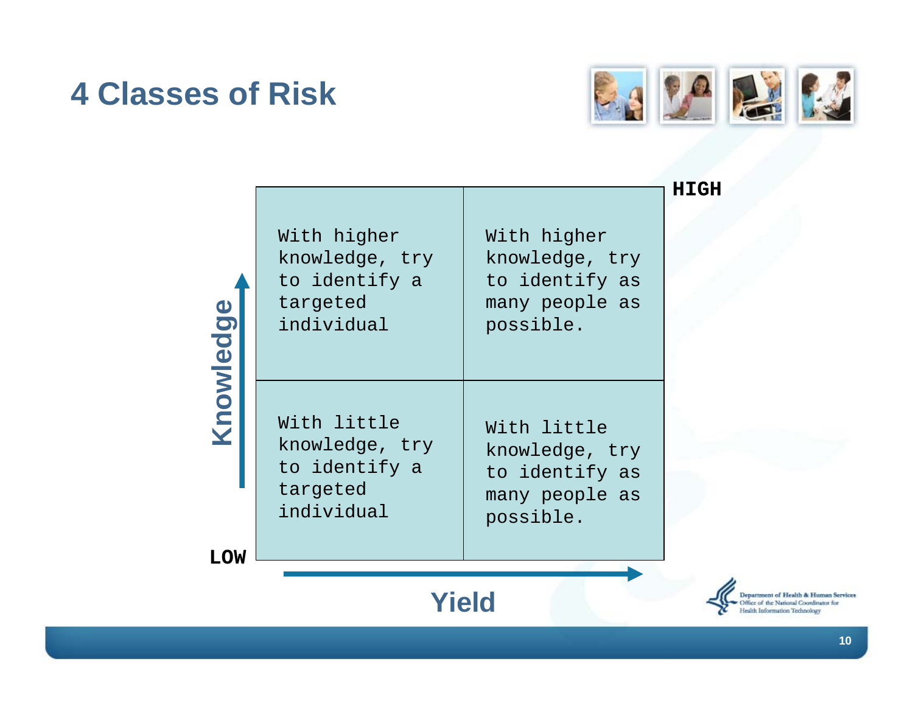# 4 Classes of Risk

| Knowledge ↑ / Yield → | Low Yield | High Yield |
|---|---|---|
| **HIGH** Knowledge | With higher knowledge, try to identify a targeted individual | With higher knowledge, try to identify as many people as possible. |
| **LOW** Knowledge | With little knowledge, try to identify a targeted individual | With little knowledge, try to identify as many people as possible. |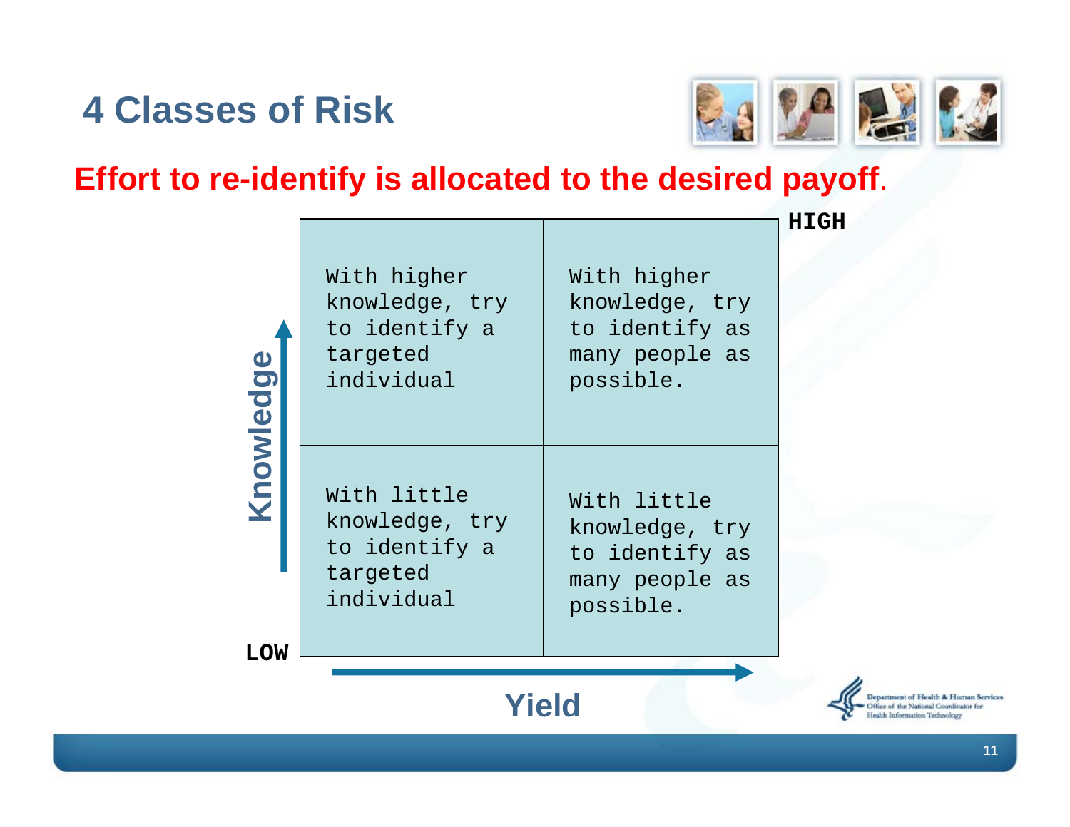# 4 Classes of Risk

**Effort to re-identify is allocated to the desired payoff.**

| Knowledge ↑ / Yield → | | |
|---|---|---|
| **HIGH** | With higher knowledge, try to identify a targeted individual | With higher knowledge, try to identify as many people as possible. |
| **LOW** | With little knowledge, try to identify a targeted individual | With little knowledge, try to identify as many people as possible. |

Knowledge

Yield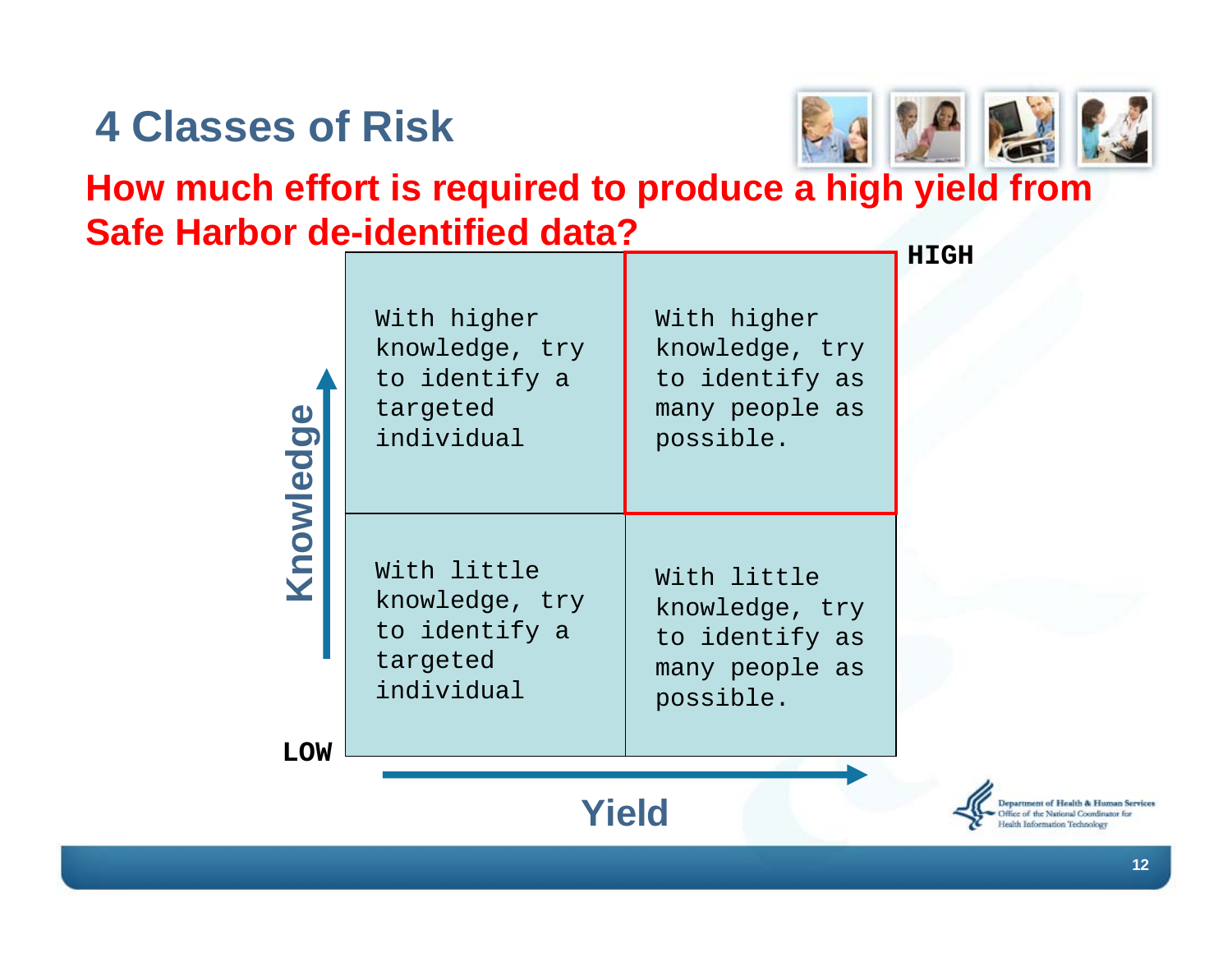# 4 Classes of Risk

**How much effort is required to produce a high yield from Safe Harbor de-identified data?**

| Knowledge ↑ / Yield → | Lower Yield | Higher Yield |
| --- | --- | --- |
| **HIGH** | With higher knowledge, try to identify a targeted individual | With higher knowledge, try to identify as many people as possible. |
| **LOW** | With little knowledge, try to identify a targeted individual | With little knowledge, try to identify as many people as possible. |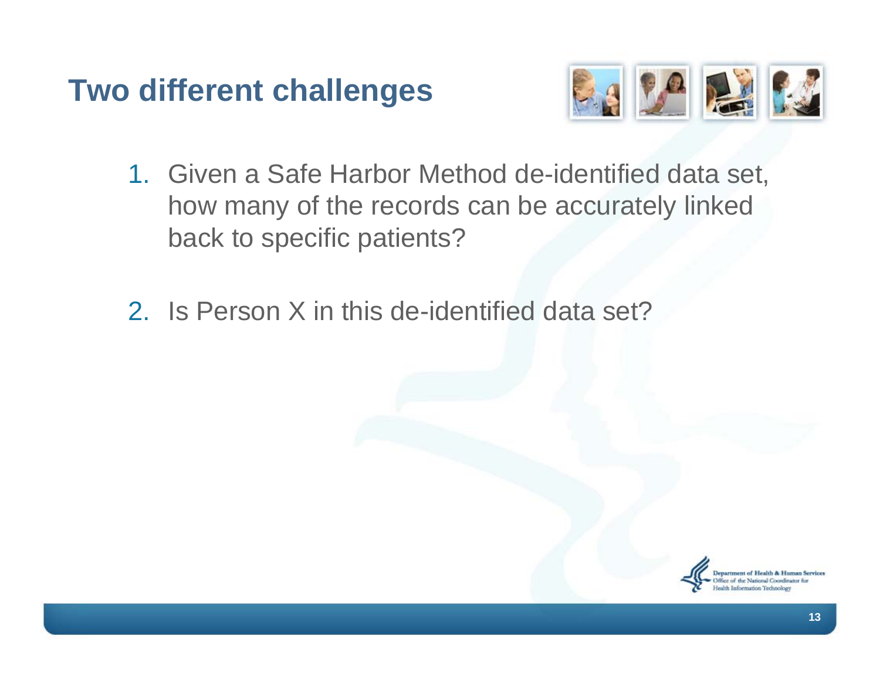# Two different challenges

1. Given a Safe Harbor Method de-identified data set, how many of the records can be accurately linked back to specific patients?

2. Is Person X in this de-identified data set?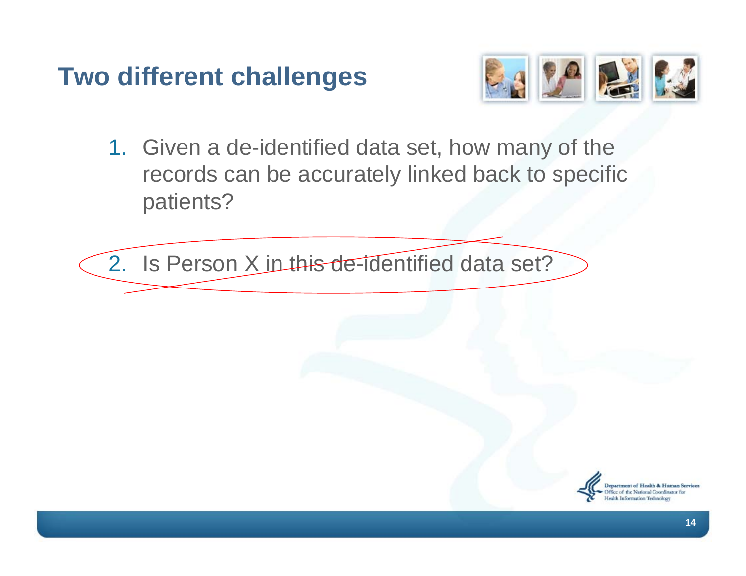# Two different challenges

1. Given a de-identified data set, how many of the records can be accurately linked back to specific patients?

2. ~~Is Person X in this de-identified data set?~~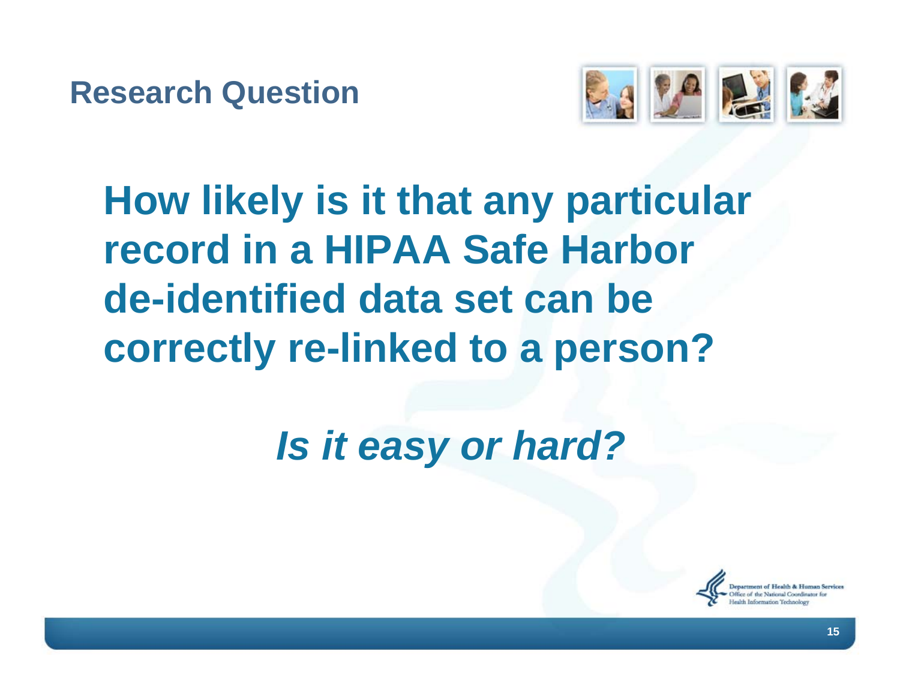## Research Question

**How likely is it that any particular record in a HIPAA Safe Harbor de-identified data set can be correctly re-linked to a person?**

***Is it easy or hard?***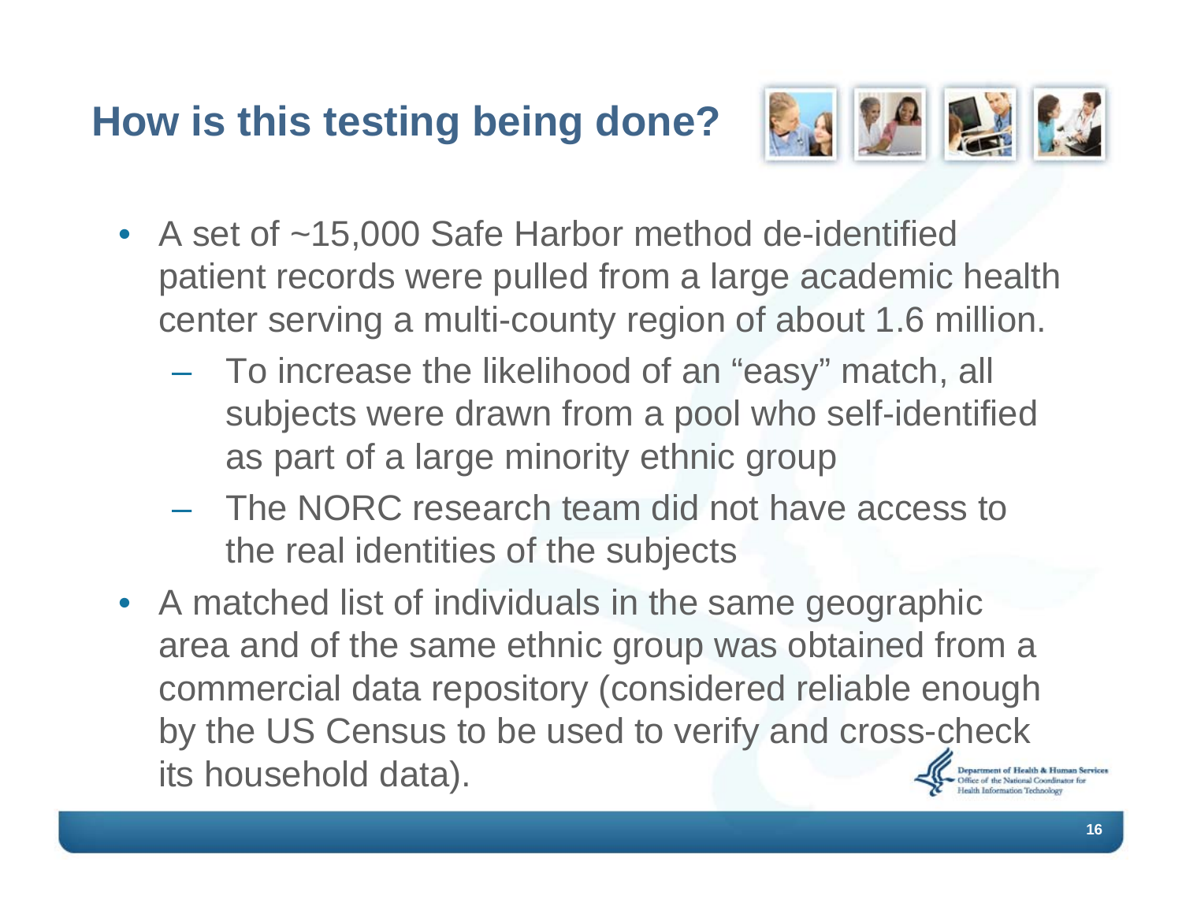## How is this testing being done?

- A set of ~15,000 Safe Harbor method de-identified patient records were pulled from a large academic health center serving a multi-county region of about 1.6 million.
  - To increase the likelihood of an “easy” match, all subjects were drawn from a pool who self-identified as part of a large minority ethnic group
  - The NORC research team did not have access to the real identities of the subjects
- A matched list of individuals in the same geographic area and of the same ethnic group was obtained from a commercial data repository (considered reliable enough by the US Census to be used to verify and cross-check its household data).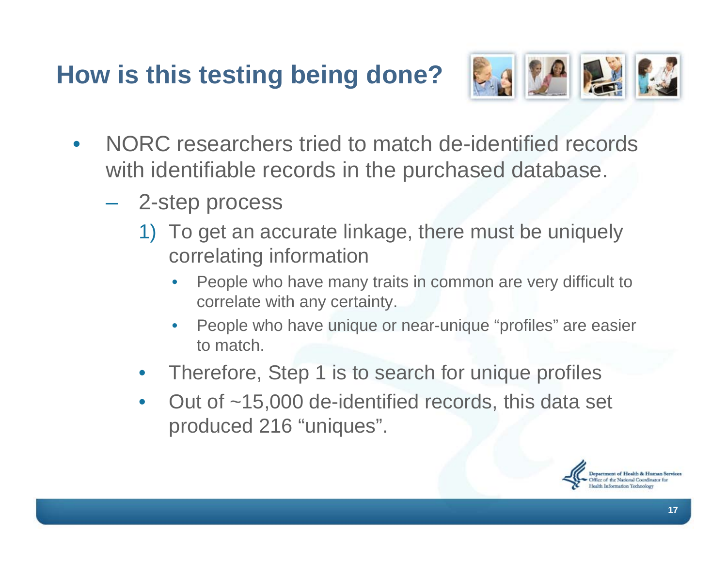# How is this testing being done?

- NORC researchers tried to match de-identified records with identifiable records in the purchased database.
  - 2-step process
    1) To get an accurate linkage, there must be uniquely correlating information
       - People who have many traits in common are very difficult to correlate with any certainty.
       - People who have unique or near-unique "profiles" are easier to match.
    - Therefore, Step 1 is to search for unique profiles
    - Out of ~15,000 de-identified records, this data set produced 216 "uniques".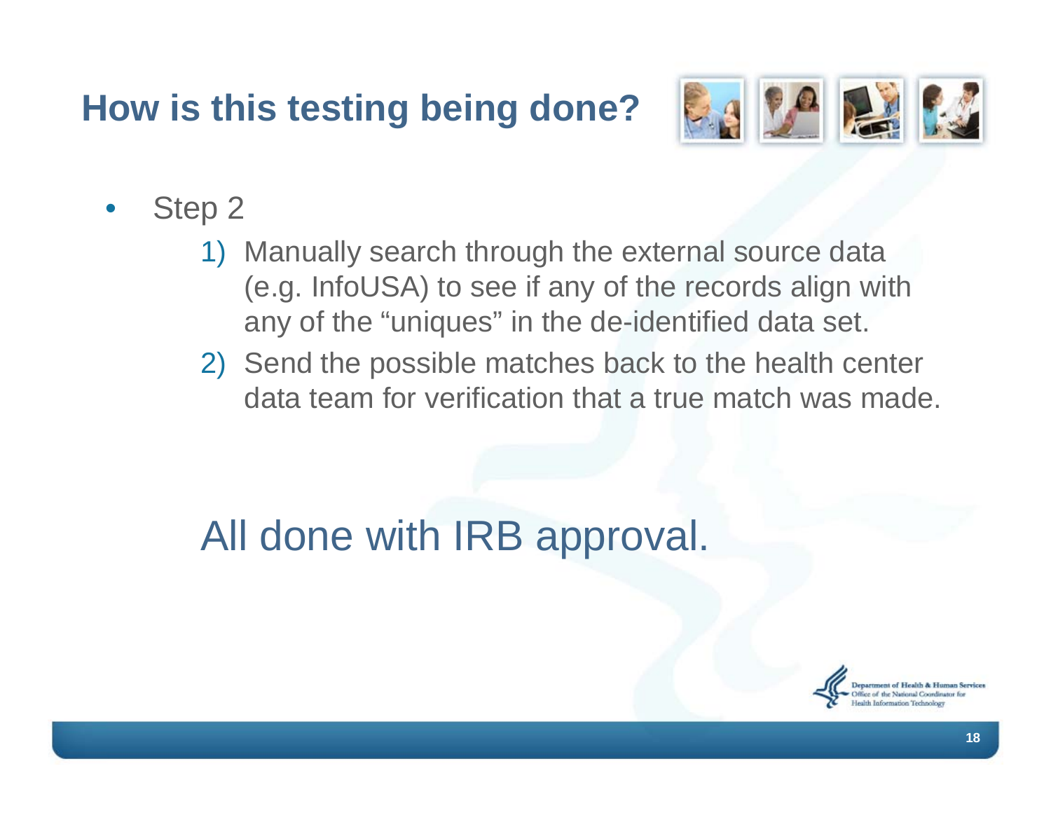# How is this testing being done?

- Step 2
  1) Manually search through the external source data (e.g. InfoUSA) to see if any of the records align with any of the "uniques" in the de-identified data set.
  2) Send the possible matches back to the health center data team for verification that a true match was made.

All done with IRB approval.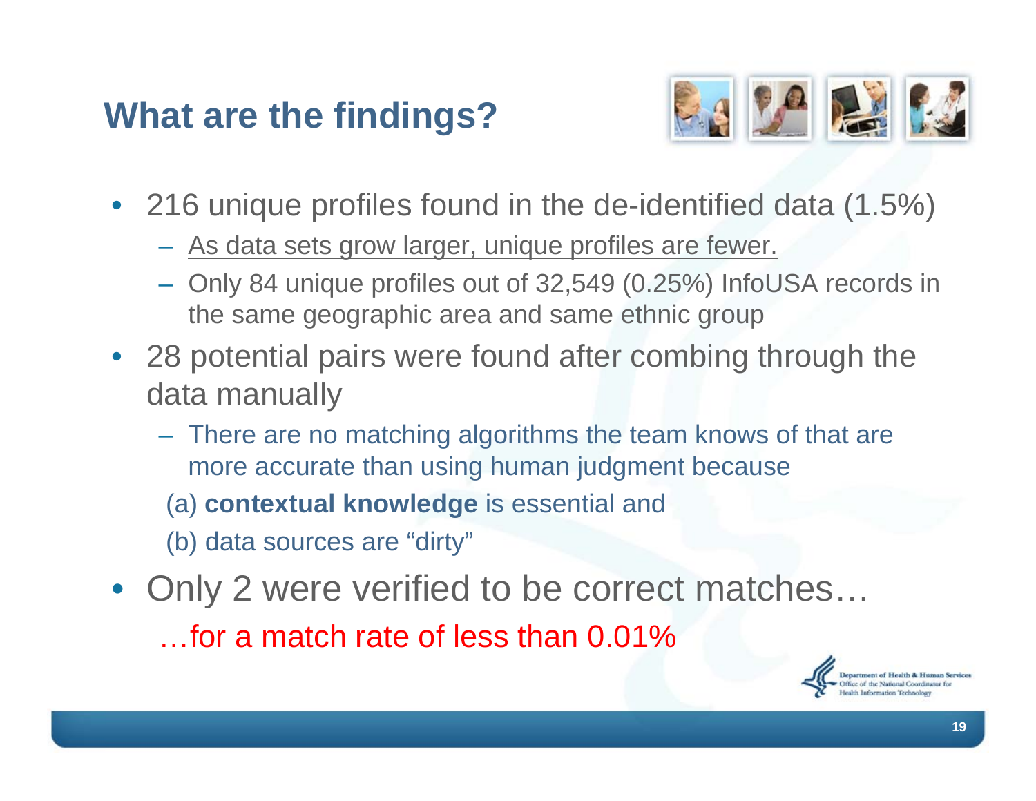# What are the findings?

- 216 unique profiles found in the de-identified data (1.5%)
  - As data sets grow larger, unique profiles are fewer.
  - Only 84 unique profiles out of 32,549 (0.25%) InfoUSA records in the same geographic area and same ethnic group
- 28 potential pairs were found after combing through the data manually
  - There are no matching algorithms the team knows of that are more accurate than using human judgment because

    (a) **contextual knowledge** is essential and

    (b) data sources are "dirty"
- Only 2 were verified to be correct matches…

  …for a match rate of less than 0.01%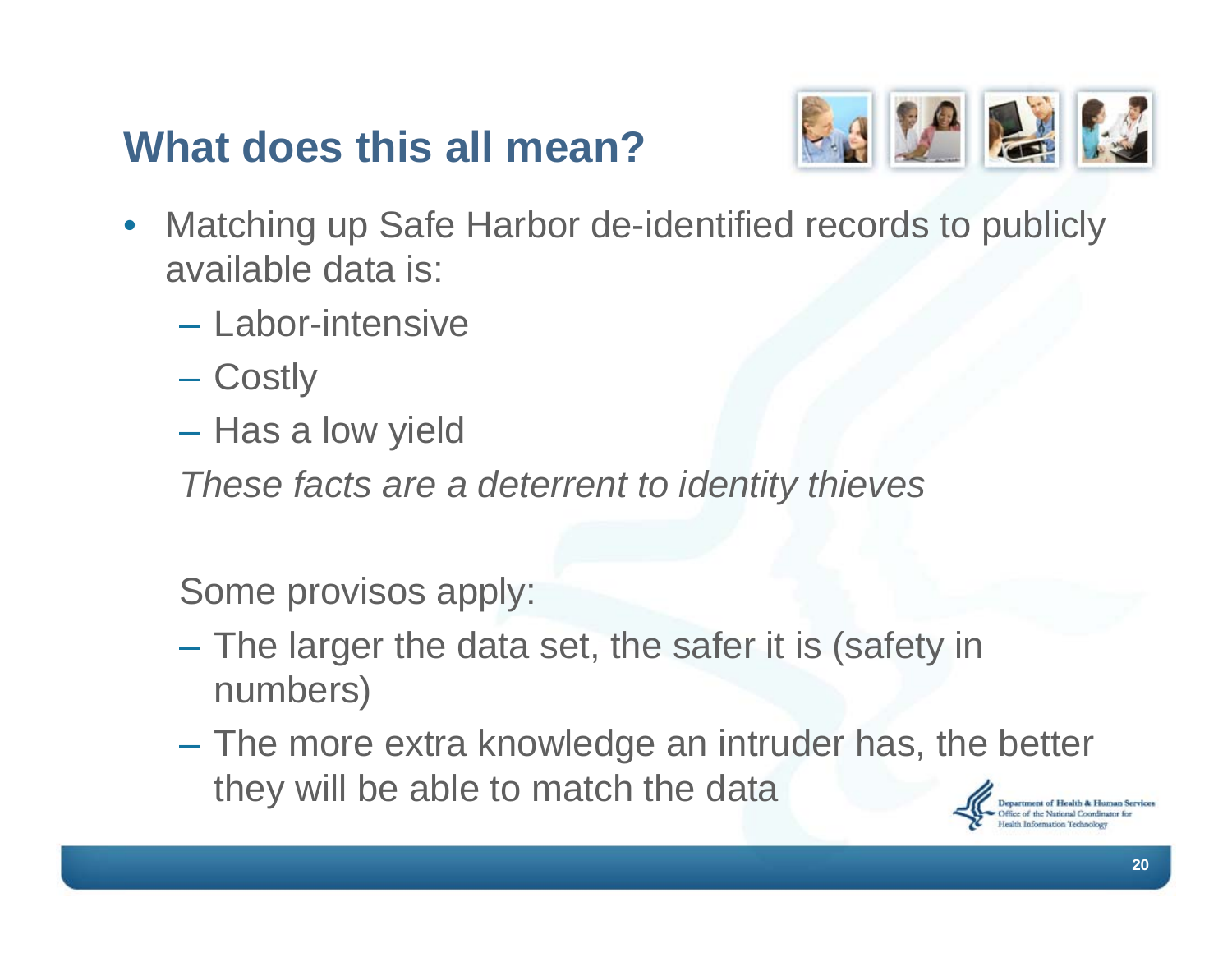# What does this all mean?

- Matching up Safe Harbor de-identified records to publicly available data is:
  - Labor-intensive
  - Costly
  - Has a low yield

  *These facts are a deterrent to identity thieves*

  Some provisos apply:

  - The larger the data set, the safer it is (safety in numbers)
  - The more extra knowledge an intruder has, the better they will be able to match the data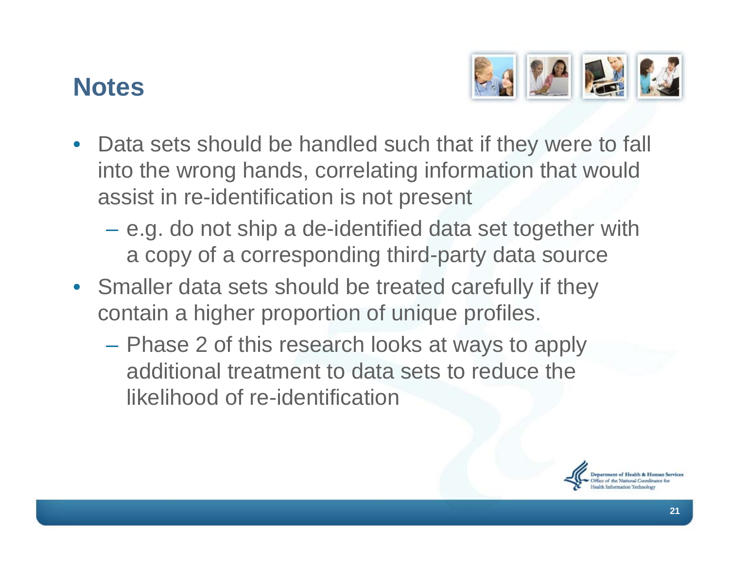## Notes

- Data sets should be handled such that if they were to fall into the wrong hands, correlating information that would assist in re-identification is not present
  - e.g. do not ship a de-identified data set together with a copy of a corresponding third-party data source
- Smaller data sets should be treated carefully if they contain a higher proportion of unique profiles.
  - Phase 2 of this research looks at ways to apply additional treatment to data sets to reduce the likelihood of re-identification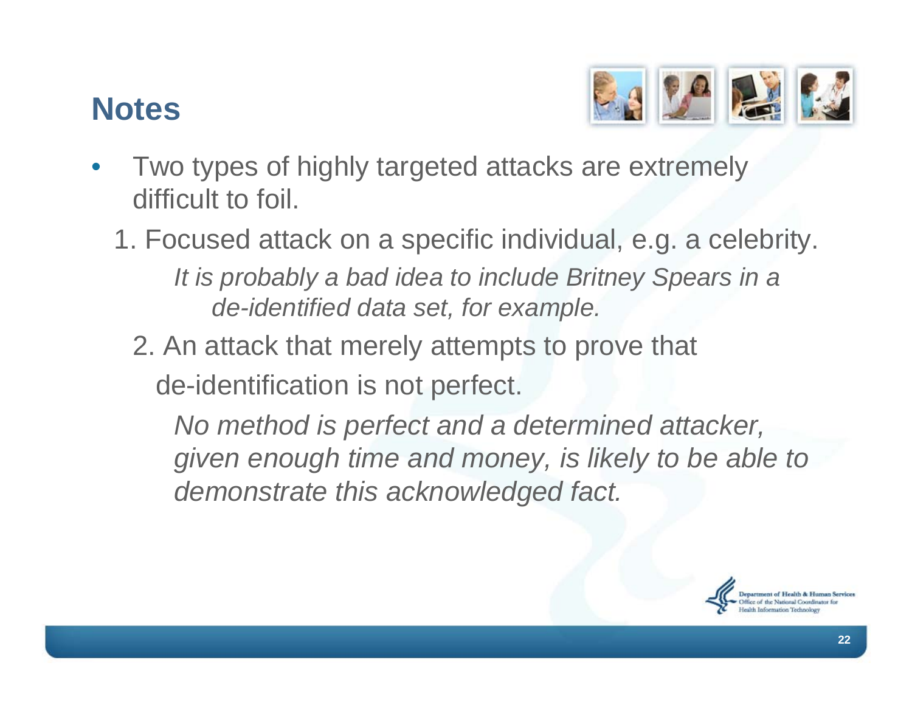## Notes

- Two types of highly targeted attacks are extremely difficult to foil.

  1. Focused attack on a specific individual, e.g. a celebrity.

     *It is probably a bad idea to include Britney Spears in a de-identified data set, for example.*

  2. An attack that merely attempts to prove that de-identification is not perfect.

     *No method is perfect and a determined attacker, given enough time and money, is likely to be able to demonstrate this acknowledged fact.*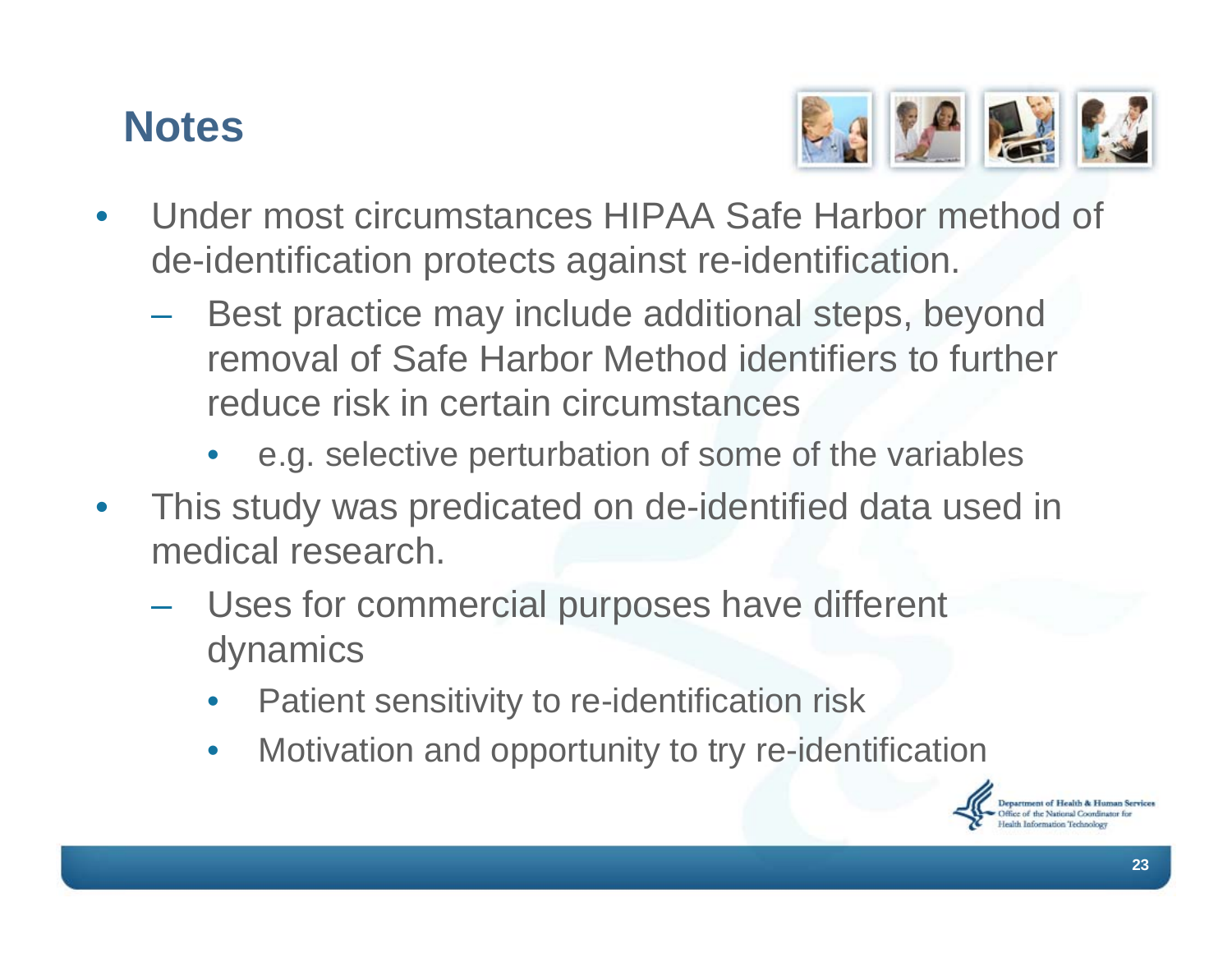## Notes

- Under most circumstances HIPAA Safe Harbor method of de-identification protects against re-identification.
  - Best practice may include additional steps, beyond removal of Safe Harbor Method identifiers to further reduce risk in certain circumstances
    - e.g. selective perturbation of some of the variables
- This study was predicated on de-identified data used in medical research.
  - Uses for commercial purposes have different dynamics
    - Patient sensitivity to re-identification risk
    - Motivation and opportunity to try re-identification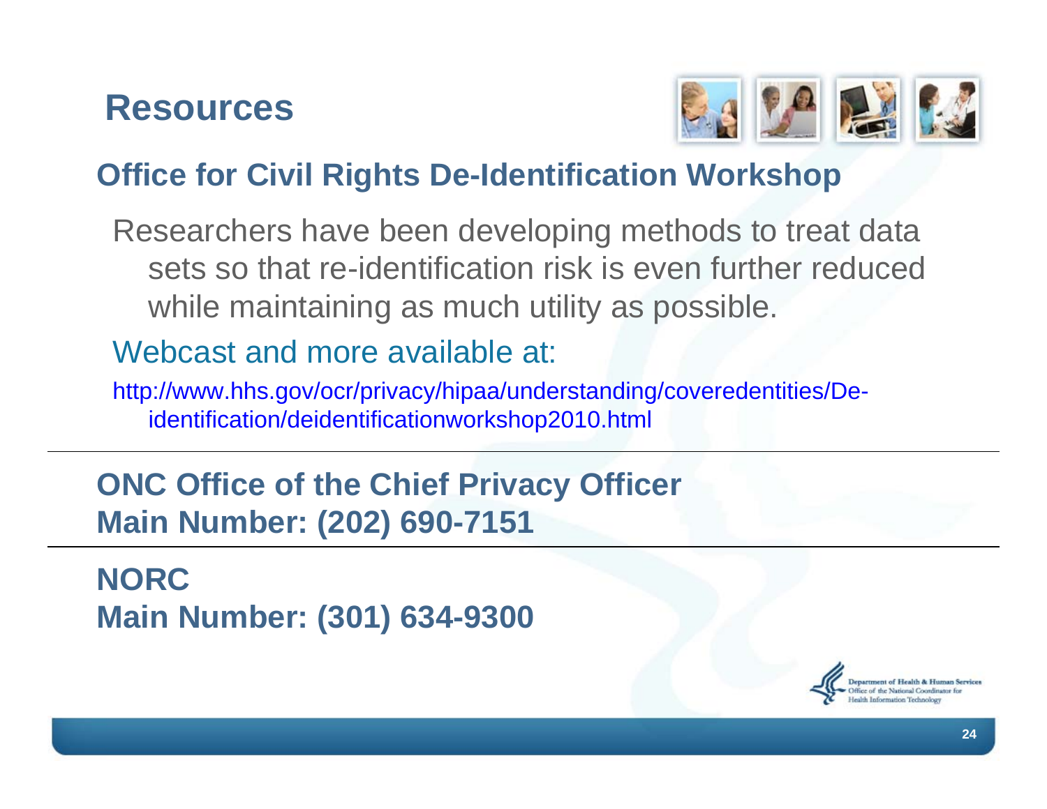# Resources

## Office for Civil Rights De-Identification Workshop

Researchers have been developing methods to treat data sets so that re-identification risk is even further reduced while maintaining as much utility as possible.

Webcast and more available at:

http://www.hhs.gov/ocr/privacy/hipaa/understanding/coveredentities/De-identification/deidentificationworkshop2010.html

---

**ONC Office of the Chief Privacy Officer**
**Main Number: (202) 690-7151**

---

**NORC**
**Main Number: (301) 634-9300**

Department of Health & Human Services
Office of the National Coordinator for Health Information Technology